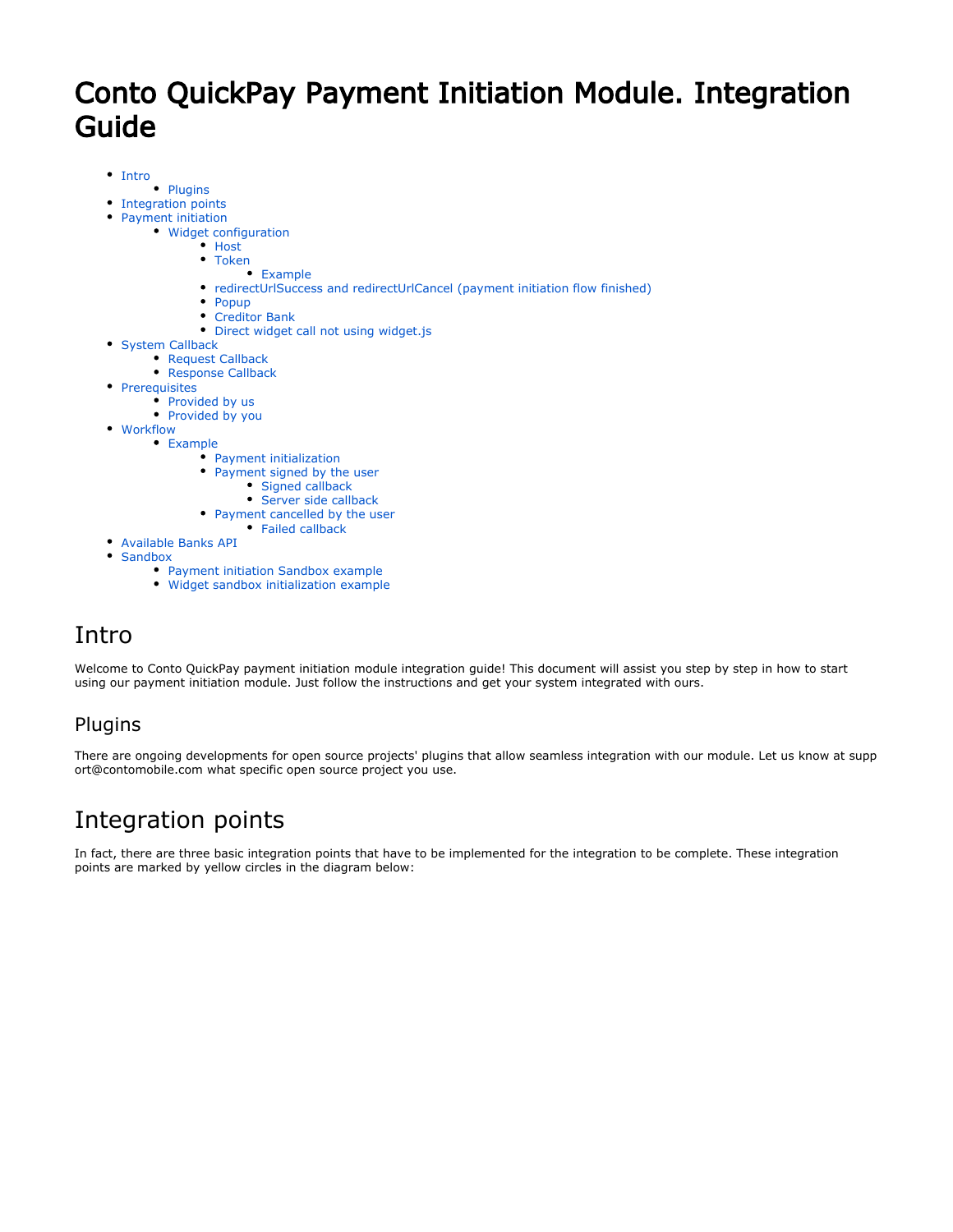# Conto QuickPay Payment Initiation Module. Integration Guide

- Intro
  - Plugins
- Integration points
- Payment initiation
  - Widget configuration
    - Host
    - Token
      - Example
    - redirectUrlSuccess and redirectUrlCancel (payment initiation flow finished)
    - Popup
    - Creditor Bank
    - Direct widget call not using widget.js
- System Callback
  - Request Callback
  - Response Callback
- Prerequisites
  - Provided by us
  - Provided by you
- Workflow
  - Example
    - Payment initialization
    - Payment signed by the user
      - Signed callback
      - Server side callback
    - Payment cancelled by the user
      - Failed callback
- Available Banks API
- Sandbox
  - Payment initiation Sandbox example
  - Widget sandbox initialization example

## Intro

Welcome to Conto QuickPay payment initiation module integration guide! This document will assist you step by step in how to start using our payment initiation module. Just follow the instructions and get your system integrated with ours.

### Plugins

There are ongoing developments for open source projects' plugins that allow seamless integration with our module. Let us know at support@contomobile.com what specific open source project you use.

## Integration points

In fact, there are three basic integration points that have to be implemented for the integration to be complete. These integration points are marked by yellow circles in the diagram below: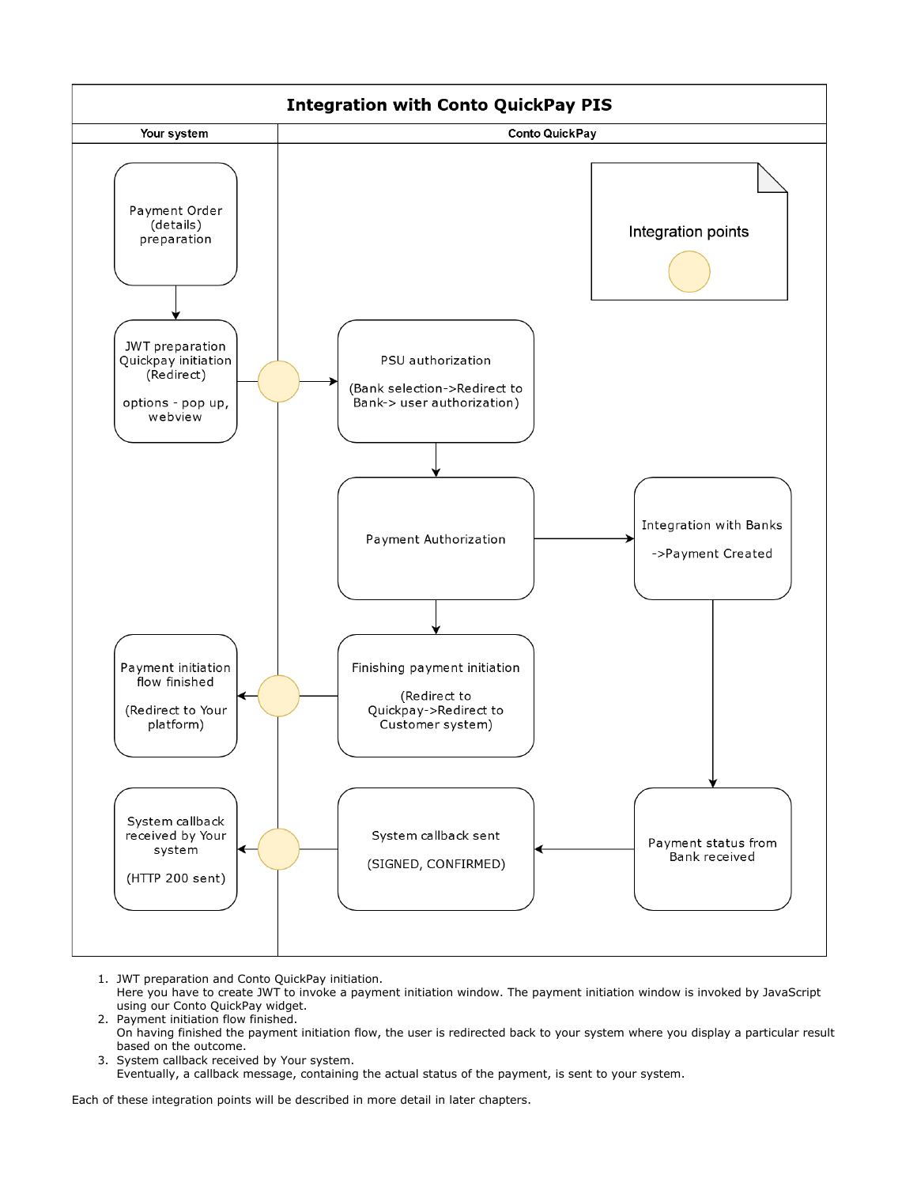## Integration with Conto QuickPay PIS

| Your system | Conto QuickPay |
| --- | --- |
| Payment Order (details) preparation | |
| JWT preparation Quickpay initiation (Redirect) options - pop up, webview | PSU authorization (Bank selection->Redirect to Bank-> user authorization) |
| | Payment Authorization → Integration with Banks ->Payment Created |
| Payment initiation flow finished (Redirect to Your platform) | Finishing payment initiation (Redirect to Quickpay->Redirect to Customer system) |
| System callback received by Your system (HTTP 200 sent) | System callback sent (SIGNED, CONFIRMED) ← Payment status from Bank received |

Integration points

1. JWT preparation and Conto QuickPay initiation.
   Here you have to create JWT to invoke a payment initiation window. The payment initiation window is invoked by JavaScript using our Conto QuickPay widget.
2. Payment initiation flow finished.
   On having finished the payment initiation flow, the user is redirected back to your system where you display a particular result based on the outcome.
3. System callback received by Your system.
   Eventually, a callback message, containing the actual status of the payment, is sent to your system.

Each of these integration points will be described in more detail in later chapters.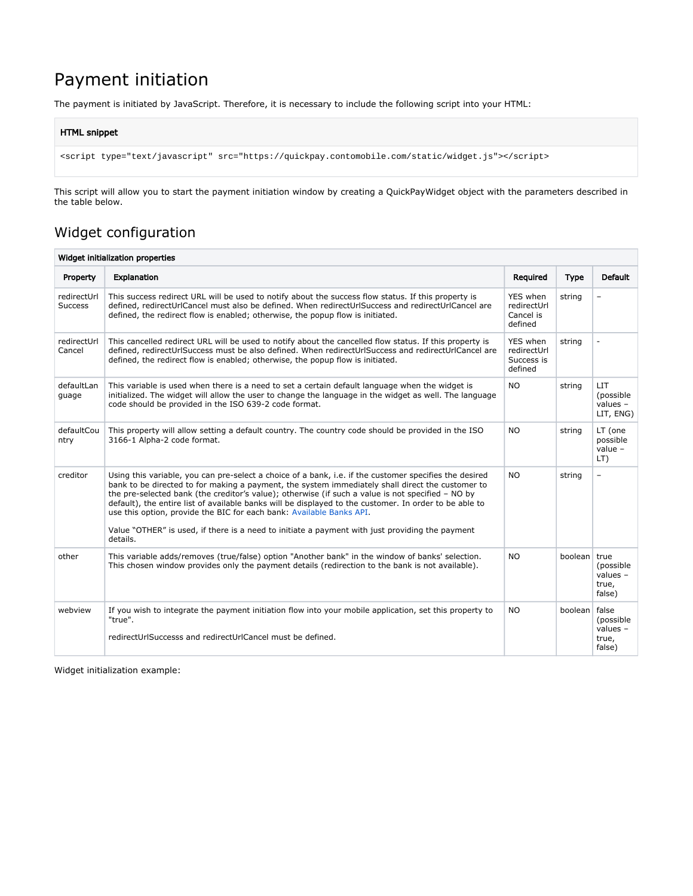# Payment initiation

The payment is initiated by JavaScript. Therefore, it is necessary to include the following script into your HTML:

**HTML snippet**

```
<script type="text/javascript" src="https://quickpay.contomobile.com/static/widget.js"></script>
```

This script will allow you to start the payment initiation window by creating a QuickPayWidget object with the parameters described in the table below.

## Widget configuration

**Widget initialization properties**

| Property | Explanation | Required | Type | Default |
|---|---|---|---|---|
| redirectUrlSuccess | This success redirect URL will be used to notify about the success flow status. If this property is defined, redirectUrlCancel must also be defined. When redirectUrlSuccess and redirectUrlCancel are defined, the redirect flow is enabled; otherwise, the popup flow is initiated. | YES when redirectUrlCancel is defined | string | – |
| redirectUrlCancel | This cancelled redirect URL will be used to notify about the cancelled flow status. If this property is defined, redirectUrlSuccess must be also defined. When redirectUrlSuccess and redirectUrlCancel are defined, the redirect flow is enabled; otherwise, the popup flow is initiated. | YES when redirectUrlSuccess is defined | string | - |
| defaultLanguage | This variable is used when there is a need to set a certain default language when the widget is initialized. The widget will allow the user to change the language in the widget as well. The language code should be provided in the ISO 639-2 code format. | NO | string | LIT (possible values – LIT, ENG) |
| defaultCountry | This property will allow setting a default country. The country code should be provided in the ISO 3166-1 Alpha-2 code format. | NO | string | LT (one possible value – LT) |
| creditor | Using this variable, you can pre-select a choice of a bank, i.e. if the customer specifies the desired bank to be directed to for making a payment, the system immediately shall direct the customer to the pre-selected bank (the creditor's value); otherwise (if such a value is not specified – NO by default), the entire list of available banks will be displayed to the customer. In order to be able to use this option, provide the BIC for each bank: Available Banks API.<br><br>Value "OTHER" is used, if there is a need to initiate a payment with just providing the payment details. | NO | string | – |
| other | This variable adds/removes (true/false) option "Another bank" in the window of banks' selection. This chosen window provides only the payment details (redirection to the bank is not available). | NO | boolean | true (possible values – true, false) |
| webview | If you wish to integrate the payment initiation flow into your mobile application, set this property to "true".<br><br>redirectUrlSuccesss and redirectUrlCancel must be defined. | NO | boolean | false (possible values – true, false) |

Widget initialization example: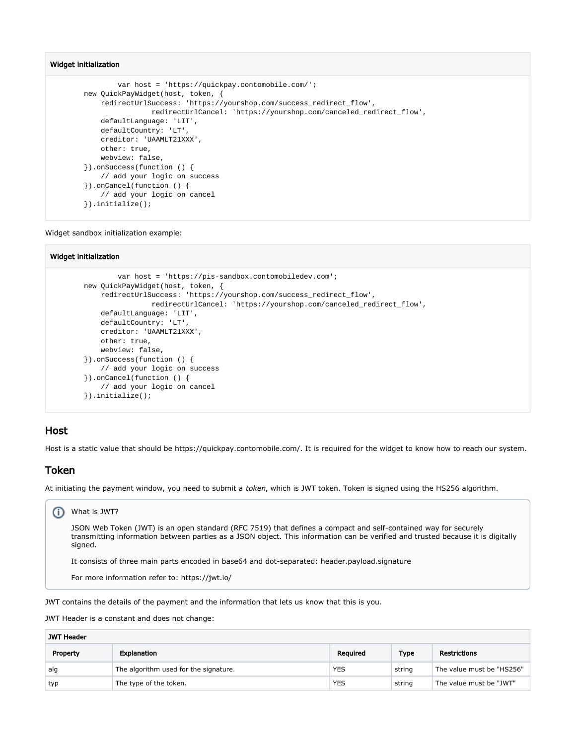**Widget initialization**

```
            var host = 'https://quickpay.contomobile.com/';
        new QuickPayWidget(host, token, {
            redirectUrlSuccess: 'https://yourshop.com/success_redirect_flow',
                        redirectUrlCancel: 'https://yourshop.com/canceled_redirect_flow',
            defaultLanguage: 'LIT',
            defaultCountry: 'LT',
            creditor: 'UAAMLT21XXX',
            other: true,
            webview: false,
        }).onSuccess(function () {
            // add your logic on success
        }).onCancel(function () {
            // add your logic on cancel
        }).initialize();
```

Widget sandbox initialization example:

**Widget initialization**

```
            var host = 'https://pis-sandbox.contomobiledev.com';
        new QuickPayWidget(host, token, {
            redirectUrlSuccess: 'https://yourshop.com/success_redirect_flow',
                        redirectUrlCancel: 'https://yourshop.com/canceled_redirect_flow',
            defaultLanguage: 'LIT',
            defaultCountry: 'LT',
            creditor: 'UAAMLT21XXX',
            other: true,
            webview: false,
        }).onSuccess(function () {
            // add your logic on success
        }).onCancel(function () {
            // add your logic on cancel
        }).initialize();
```

## Host

Host is a static value that should be https://quickpay.contomobile.com/. It is required for the widget to know how to reach our system.

## Token

At initiating the payment window, you need to submit a *token*, which is JWT token. Token is signed using the HS256 algorithm.

> What is JWT?
>
> JSON Web Token (JWT) is an open standard (RFC 7519) that defines a compact and self-contained way for securely transmitting information between parties as a JSON object. This information can be verified and trusted because it is digitally signed.
>
> It consists of three main parts encoded in base64 and dot-separated: header.payload.signature
>
> For more information refer to: https://jwt.io/

JWT contains the details of the payment and the information that lets us know that this is you.

JWT Header is a constant and does not change:

| JWT Header | | | | |
|---|---|---|---|---|
| **Property** | **Explanation** | **Required** | **Type** | **Restrictions** |
| alg | The algorithm used for the signature. | YES | string | The value must be "HS256" |
| typ | The type of the token. | YES | string | The value must be "JWT" |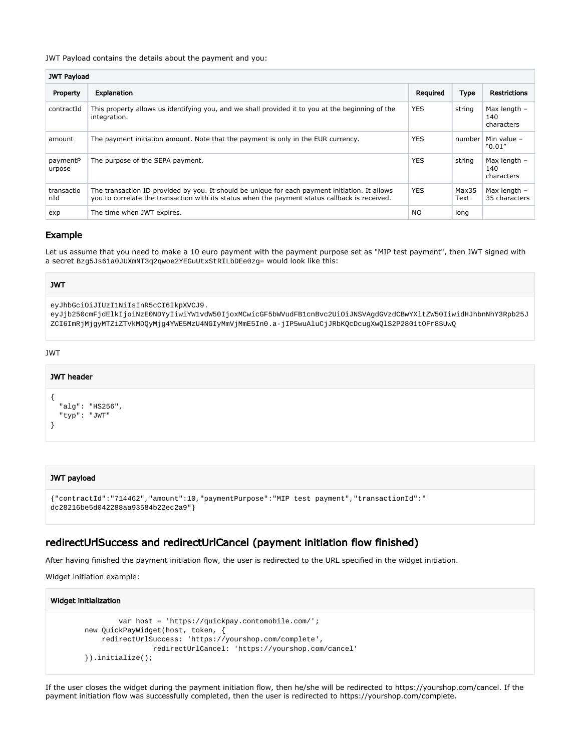JWT Payload contains the details about the payment and you:

| JWT Payload | | | | |
|---|---|---|---|---|
| Property | Explanation | Required | Type | Restrictions |
| contractId | This property allows us identifying you, and we shall provided it to you at the beginning of the integration. | YES | string | Max length – 140 characters |
| amount | The payment initiation amount. Note that the payment is only in the EUR currency. | YES | number | Min value – “0.01” |
| paymentPurpose | The purpose of the SEPA payment. | YES | string | Max length – 140 characters |
| transactionId | The transaction ID provided by you. It should be unique for each payment initiation. It allows you to correlate the transaction with its status when the payment status callback is received. | YES | Max35 Text | Max length – 35 characters |
| exp | The time when JWT expires. | NO | long | |

### Example

Let us assume that you need to make a 10 euro payment with the payment purpose set as "MIP test payment", then JWT signed with a secret `Bzg5Js61a0JUXmNT3q2qwoe2YEGuUtxStRILbDEe0zg=` would look like this:

**JWT**

```
eyJhbGciOiJIUzI1NiIsInR5cCI6IkpXVCJ9.
eyJjb250cmFjdElkIjoiNzE0NDYyIiwiYW1vdW50IjoxMCwicGF5bWVudFB1cnBvc2UiOiJNSVAgdGVzdCBwYXltZW50IiwidHJhbnNhY3Rpb25JZCI6ImRjMjgyMTZiZTVkMDQyMjg4YWE5MzU4NGIyMmVjMmE5In0.a-jIP5wuAluCjJRbKQcDcugXwQlS2P2801tOFr8SUwQ
```

JWT

**JWT header**

```
{
  "alg": "HS256",
  "typ": "JWT"
}
```

**JWT payload**

```
{"contractId":"714462","amount":10,"paymentPurpose":"MIP test payment","transactionId":"
dc28216be5d042288aa93584b22ec2a9"}
```

## redirectUrlSuccess and redirectUrlCancel (payment initiation flow finished)

After having finished the payment initiation flow, the user is redirected to the URL specified in the widget initiation.

Widget initiation example:

**Widget initialization**

```
            var host = 'https://quickpay.contomobile.com/';
        new QuickPayWidget(host, token, {
            redirectUrlSuccess: 'https://yourshop.com/complete',
                        redirectUrlCancel: 'https://yourshop.com/cancel'
        }).initialize();
```

If the user closes the widget during the payment initiation flow, then he/she will be redirected to https://yourshop.com/cancel. If the payment initiation flow was successfully completed, then the user is redirected to https://yourshop.com/complete.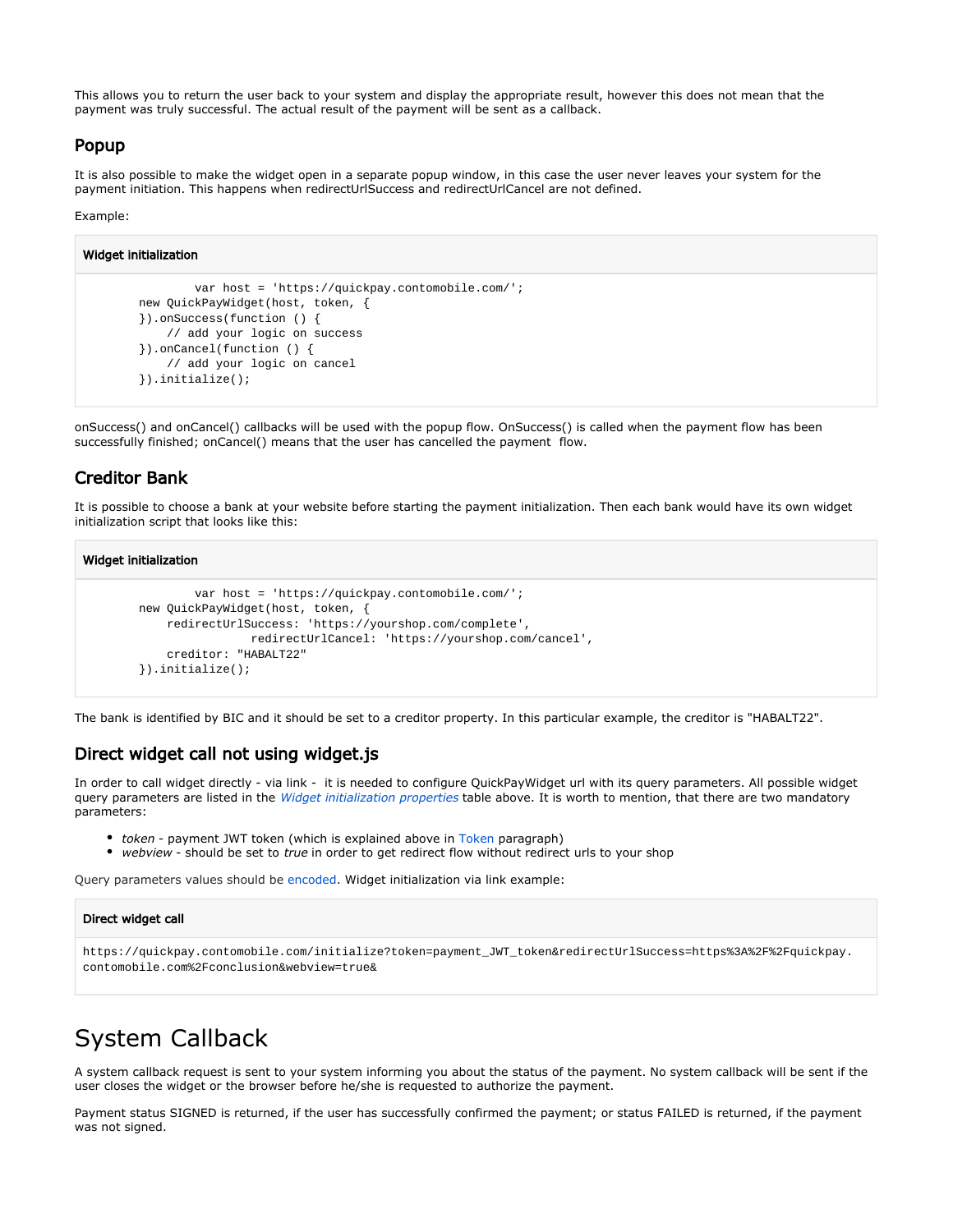This allows you to return the user back to your system and display the appropriate result, however this does not mean that the payment was truly successful. The actual result of the payment will be sent as a callback.

## Popup

It is also possible to make the widget open in a separate popup window, in this case the user never leaves your system for the payment initiation. This happens when redirectUrlSuccess and redirectUrlCancel are not defined.

Example:

**Widget initialization**

```
                var host = 'https://quickpay.contomobile.com/';
        new QuickPayWidget(host, token, {
        }).onSuccess(function () {
            // add your logic on success
        }).onCancel(function () {
            // add your logic on cancel
        }).initialize();
```

onSuccess() and onCancel() callbacks will be used with the popup flow. OnSuccess() is called when the payment flow has been successfully finished; onCancel() means that the user has cancelled the payment  flow.

## Creditor Bank

It is possible to choose a bank at your website before starting the payment initialization. Then each bank would have its own widget initialization script that looks like this:

**Widget initialization**

```
                var host = 'https://quickpay.contomobile.com/';
        new QuickPayWidget(host, token, {
            redirectUrlSuccess: 'https://yourshop.com/complete',
                        redirectUrlCancel: 'https://yourshop.com/cancel',
            creditor: "HABALT22"
        }).initialize();
```

The bank is identified by BIC and it should be set to a creditor property. In this particular example, the creditor is "HABALT22".

## Direct widget call not using widget.js

In order to call widget directly - via link -  it is needed to configure QuickPayWidget url with its query parameters. All possible widget query parameters are listed in the *Widget initialization properties* table above. It is worth to mention, that there are two mandatory parameters:

- *token* - payment JWT token (which is explained above in Token paragraph)
- *webview* - should be set to *true* in order to get redirect flow without redirect urls to your shop

Query parameters values should be encoded. Widget initialization via link example:

**Direct widget call**

```
https://quickpay.contomobile.com/initialize?token=payment_JWT_token&redirectUrlSuccess=https%3A%2F%2Fquickpay.
contomobile.com%2Fconclusion&webview=true&
```

# System Callback

A system callback request is sent to your system informing you about the status of the payment. No system callback will be sent if the user closes the widget or the browser before he/she is requested to authorize the payment.

Payment status SIGNED is returned, if the user has successfully confirmed the payment; or status FAILED is returned, if the payment was not signed.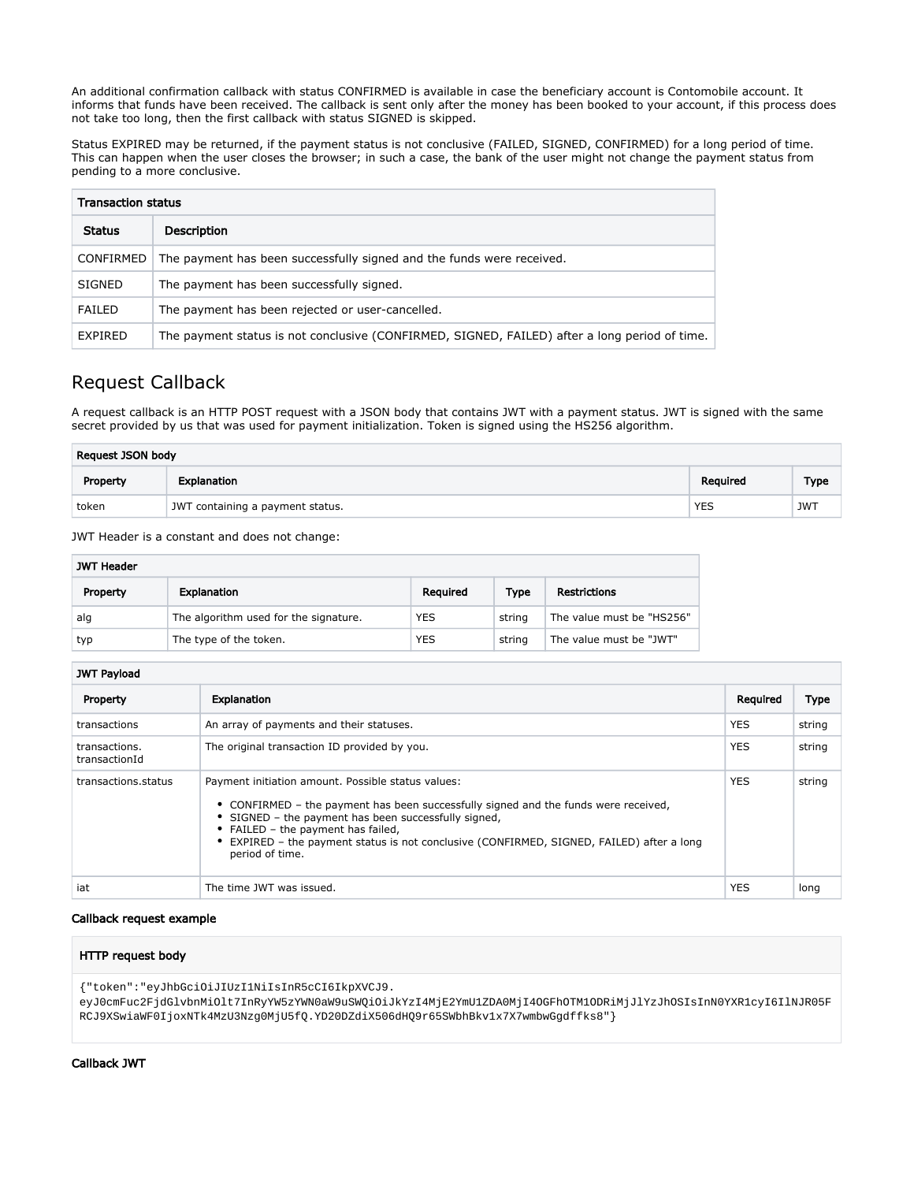An additional confirmation callback with status CONFIRMED is available in case the beneficiary account is Contomobile account. It informs that funds have been received. The callback is sent only after the money has been booked to your account, if this process does not take too long, then the first callback with status SIGNED is skipped.

Status EXPIRED may be returned, if the payment status is not conclusive (FAILED, SIGNED, CONFIRMED) for a long period of time. This can happen when the user closes the browser; in such a case, the bank of the user might not change the payment status from pending to a more conclusive.

| Transaction status | |
|---|---|
| **Status** | **Description** |
| CONFIRMED | The payment has been successfully signed and the funds were received. |
| SIGNED | The payment has been successfully signed. |
| FAILED | The payment has been rejected or user-cancelled. |
| EXPIRED | The payment status is not conclusive (CONFIRMED, SIGNED, FAILED) after a long period of time. |

## Request Callback

A request callback is an HTTP POST request with a JSON body that contains JWT with a payment status. JWT is signed with the same secret provided by us that was used for payment initialization. Token is signed using the HS256 algorithm.

| Request JSON body | | | |
|---|---|---|---|
| **Property** | **Explanation** | **Required** | **Type** |
| token | JWT containing a payment status. | YES | JWT |

JWT Header is a constant and does not change:

| JWT Header | | | | |
|---|---|---|---|---|
| **Property** | **Explanation** | **Required** | **Type** | **Restrictions** |
| alg | The algorithm used for the signature. | YES | string | The value must be "HS256" |
| typ | The type of the token. | YES | string | The value must be "JWT" |

| JWT Payload | | | |
|---|---|---|---|
| **Property** | **Explanation** | **Required** | **Type** |
| transactions | An array of payments and their statuses. | YES | string |
| transactions. transactionId | The original transaction ID provided by you. | YES | string |
| transactions.status | Payment initiation amount. Possible status values:<br>• CONFIRMED – the payment has been successfully signed and the funds were received,<br>• SIGNED – the payment has been successfully signed,<br>• FAILED – the payment has failed,<br>• EXPIRED – the payment status is not conclusive (CONFIRMED, SIGNED, FAILED) after a long period of time. | YES | string |
| iat | The time JWT was issued. | YES | long |

#### Callback request example

**HTTP request body**

```
{"token":"eyJhbGciOiJIUzI1NiIsInR5cCI6IkpXVCJ9.
eyJ0cmFuc2FjdGlvbnMiOlt7InRyYW5zYWN0aW9uSWQiOiJkYzI4MjE2YmU1ZDA0MjI4OGFhOTM1ODRiMjJlYzJhOSIsInN0YXR1cyI6IlNJR05F
RCJ9XSwiaWF0IjoxNTk4MzU3Nzg0MjU5fQ.YD20DZdiX506dHQ9r65SWbhBkv1x7X7wmbwGgdffks8"}
```

#### Callback JWT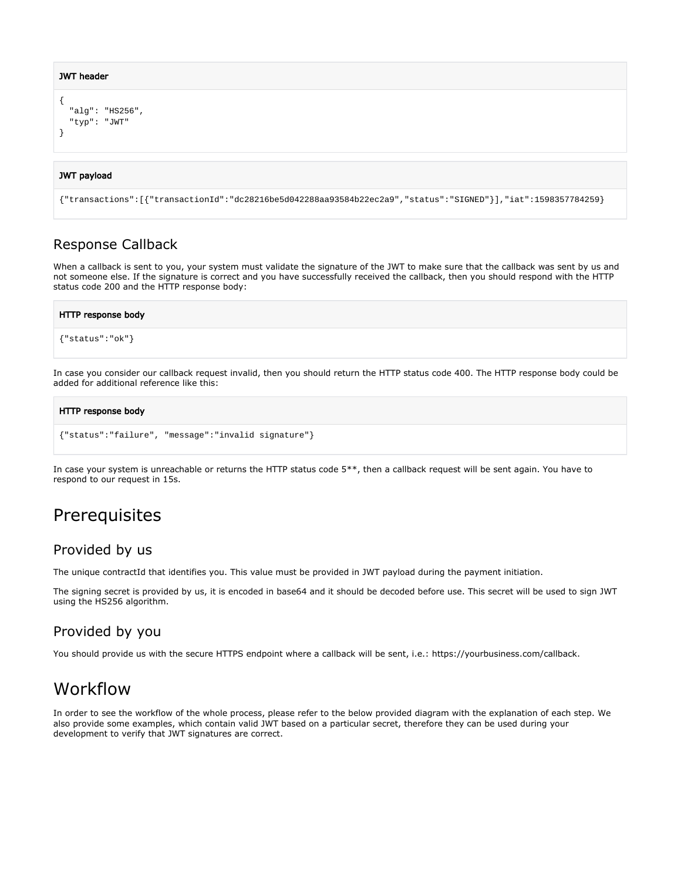**JWT header**

```
{
  "alg": "HS256",
  "typ": "JWT"
}
```

**JWT payload**

```
{"transactions":[{"transactionId":"dc28216be5d042288aa93584b22ec2a9","status":"SIGNED"}],"iat":1598357784259}
```

### Response Callback

When a callback is sent to you, your system must validate the signature of the JWT to make sure that the callback was sent by us and not someone else. If the signature is correct and you have successfully received the callback, then you should respond with the HTTP status code 200 and the HTTP response body:

**HTTP response body**

```
{"status":"ok"}
```

In case you consider our callback request invalid, then you should return the HTTP status code 400. The HTTP response body could be added for additional reference like this:

**HTTP response body**

```
{"status":"failure", "message":"invalid signature"}
```

In case your system is unreachable or returns the HTTP status code 5**, then a callback request will be sent again. You have to respond to our request in 15s.

## Prerequisites

### Provided by us

The unique contractId that identifies you. This value must be provided in JWT payload during the payment initiation.

The signing secret is provided by us, it is encoded in base64 and it should be decoded before use. This secret will be used to sign JWT using the HS256 algorithm.

### Provided by you

You should provide us with the secure HTTPS endpoint where a callback will be sent, i.e.: https://yourbusiness.com/callback.

## Workflow

In order to see the workflow of the whole process, please refer to the below provided diagram with the explanation of each step. We also provide some examples, which contain valid JWT based on a particular secret, therefore they can be used during your development to verify that JWT signatures are correct.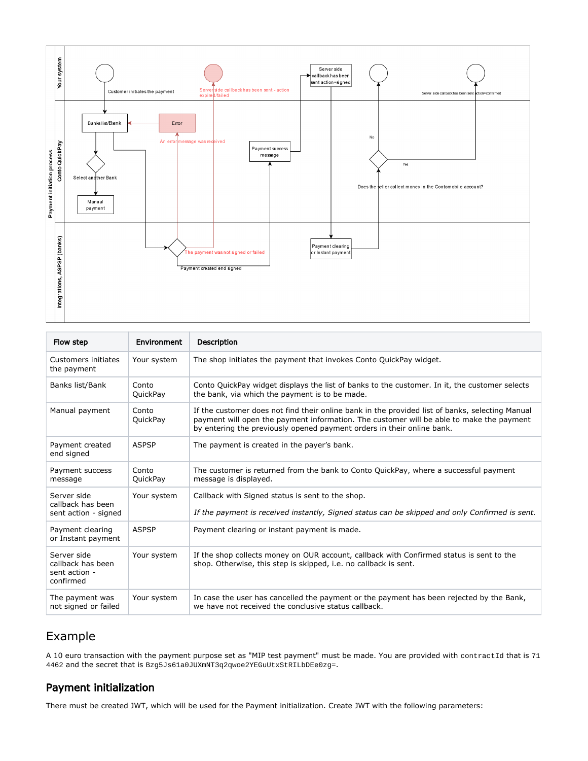| Flow step | Environment | Description |
| --- | --- | --- |
| Customers initiates the payment | Your system | The shop initiates the payment that invokes Conto QuickPay widget. |
| Banks list/Bank | Conto QuickPay | Conto QuickPay widget displays the list of banks to the customer. In it, the customer selects the bank, via which the payment is to be made. |
| Manual payment | Conto QuickPay | If the customer does not find their online bank in the provided list of banks, selecting Manual payment will open the payment information. The customer will be able to make the payment by entering the previously opened payment orders in their online bank. |
| Payment created end signed | ASPSP | The payment is created in the payer's bank. |
| Payment success message | Conto QuickPay | The customer is returned from the bank to Conto QuickPay, where a successful payment message is displayed. |
| Server side callback has been sent action - signed | Your system | Callback with Signed status is sent to the shop.<br><br>*If the payment is received instantly, Signed status can be skipped and only Confirmed is sent.* |
| Payment clearing or Instant payment | ASPSP | Payment clearing or instant payment is made. |
| Server side callback has been sent action - confirmed | Your system | If the shop collects money on OUR account, callback with Confirmed status is sent to the shop. Otherwise, this step is skipped, i.e. no callback is sent. |
| The payment was not signed or failed | Your system | In case the user has cancelled the payment or the payment has been rejected by the Bank, we have not received the conclusive status callback. |

## Example

A 10 euro transaction with the payment purpose set as "MIP test payment" must be made. You are provided with `contractId` that is `714462` and the secret that is `Bzg5Js61a0JUXmNT3q2qwoe2YEGuUtxStRILbDEe0zg=`.

### Payment initialization

There must be created JWT, which will be used for the Payment initialization. Create JWT with the following parameters: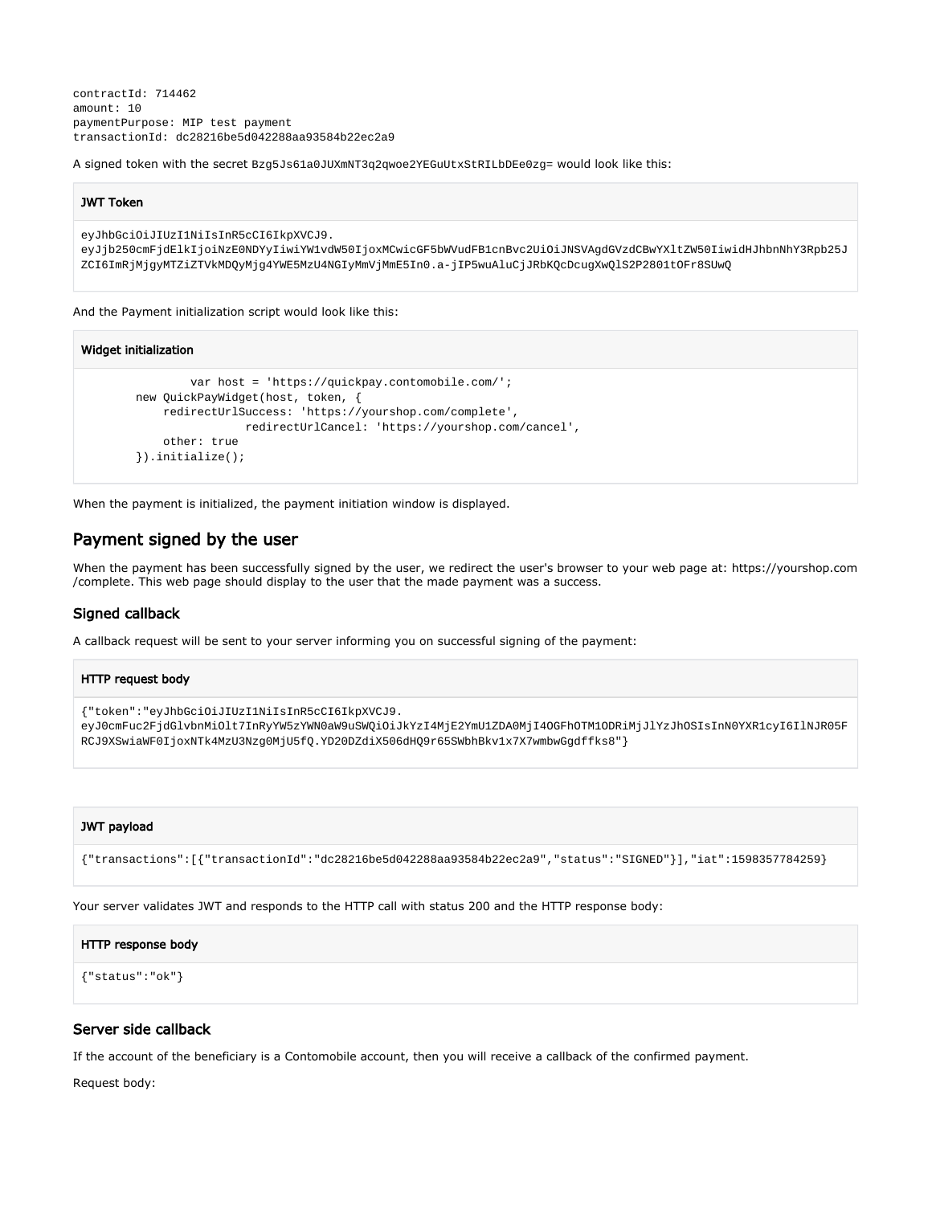```
contractId: 714462
amount: 10
paymentPurpose: MIP test payment
transactionId: dc28216be5d042288aa93584b22ec2a9
```

A signed token with the secret `Bzg5Js61a0JUXmNT3q2qwoe2YEGuUtxStRILbDEe0zg=` would look like this:

**JWT Token**

```
eyJhbGciOiJIUzI1NiIsInR5cCI6IkpXVCJ9.
eyJjb250cmFjdElkIjoiNzE0NDYyIiwiYW1vdW50IjoxMCwicGF5bWVudFB1cnBvc2UiOiJNSVAgdGVzdCBwYXltZW50IiwidHJhbnNhY3Rpb25JZCI6ImRjMjgyMTZiZTVkMDQyMjg4YWE5MzU4NGIyMmVjMmE5In0.a-jIP5wuAluCjJRbKQcDcugXwQlS2P2801tOFr8SUwQ
```

And the Payment initialization script would look like this:

**Widget initialization**

```
                var host = 'https://quickpay.contomobile.com/';
        new QuickPayWidget(host, token, {
            redirectUrlSuccess: 'https://yourshop.com/complete',
                        redirectUrlCancel: 'https://yourshop.com/cancel',
            other: true
        }).initialize();
```

When the payment is initialized, the payment initiation window is displayed.

## Payment signed by the user

When the payment has been successfully signed by the user, we redirect the user's browser to your web page at: https://yourshop.com/complete. This web page should display to the user that the made payment was a success.

### Signed callback

A callback request will be sent to your server informing you on successful signing of the payment:

**HTTP request body**

```
{"token":"eyJhbGciOiJIUzI1NiIsInR5cCI6IkpXVCJ9.
eyJ0cmFuc2FjdGlvbnMiOlt7InRyYW5zYWN0aW9uSWQiOiJkYzI4MjE2YmU1ZDA0MjI4OGFhOTM1ODRiMjJlYzJhOSIsInN0YXR1cyI6IlNJR05FRCJ9XSwiaWF0IjoxNTk4MzU3Nzg0MjU5fQ.YD20DZdiX506dHQ9r65SWbhBkv1x7X7wmbwGgdffks8"}
```

**JWT payload**

```
{"transactions":[{"transactionId":"dc28216be5d042288aa93584b22ec2a9","status":"SIGNED"}],"iat":1598357784259}
```

Your server validates JWT and responds to the HTTP call with status 200 and the HTTP response body:

**HTTP response body**

```
{"status":"ok"}
```

### Server side callback

If the account of the beneficiary is a Contomobile account, then you will receive a callback of the confirmed payment.

Request body: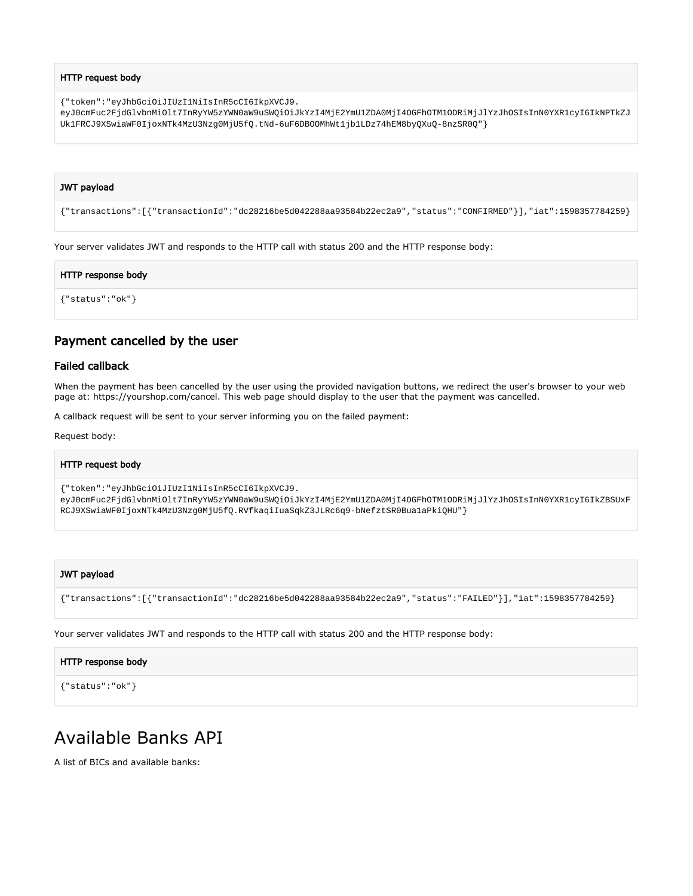**HTTP request body**

```
{"token":"eyJhbGciOiJIUzI1NiIsInR5cCI6IkpXVCJ9.
eyJ0cmFuc2FjdGlvbnMiOlt7InRyYW5zYWN0aW9uSWQiOiJkYzI4MjE2YmU1ZDA0MjI4OGFhOTM1ODRiMjJlYzJhOSIsInN0YXR1cyI6IkNPTkZJ
Uk1FRCJ9XSwiaWF0IjoxNTk4MzU3Nzg0MjU5fQ.tNd-6uF6DBOOMhWt1jb1LDz74hEM8byQXuQ-8nzSR0Q"}
```

**JWT payload**

```
{"transactions":[{"transactionId":"dc28216be5d042288aa93584b22ec2a9","status":"CONFIRMED"}],"iat":1598357784259}
```

Your server validates JWT and responds to the HTTP call with status 200 and the HTTP response body:

**HTTP response body**

```
{"status":"ok"}
```

## Payment cancelled by the user

### Failed callback

When the payment has been cancelled by the user using the provided navigation buttons, we redirect the user's browser to your web page at: https://yourshop.com/cancel. This web page should display to the user that the payment was cancelled.

A callback request will be sent to your server informing you on the failed payment:

Request body:

**HTTP request body**

```
{"token":"eyJhbGciOiJIUzI1NiIsInR5cCI6IkpXVCJ9.
eyJ0cmFuc2FjdGlvbnMiOlt7InRyYW5zYWN0aW9uSWQiOiJkYzI4MjE2YmU1ZDA0MjI4OGFhOTM1ODRiMjJlYzJhOSIsInN0YXR1cyI6IkZBSUxF
RCJ9XSwiaWF0IjoxNTk4MzU3Nzg0MjU5fQ.RVfkaqiIuaSqkZ3JLRc6q9-bNefztSR0Bua1aPkiQHU"}
```

**JWT payload**

```
{"transactions":[{"transactionId":"dc28216be5d042288aa93584b22ec2a9","status":"FAILED"}],"iat":1598357784259}
```

Your server validates JWT and responds to the HTTP call with status 200 and the HTTP response body:

**HTTP response body**

```
{"status":"ok"}
```

# Available Banks API

A list of BICs and available banks: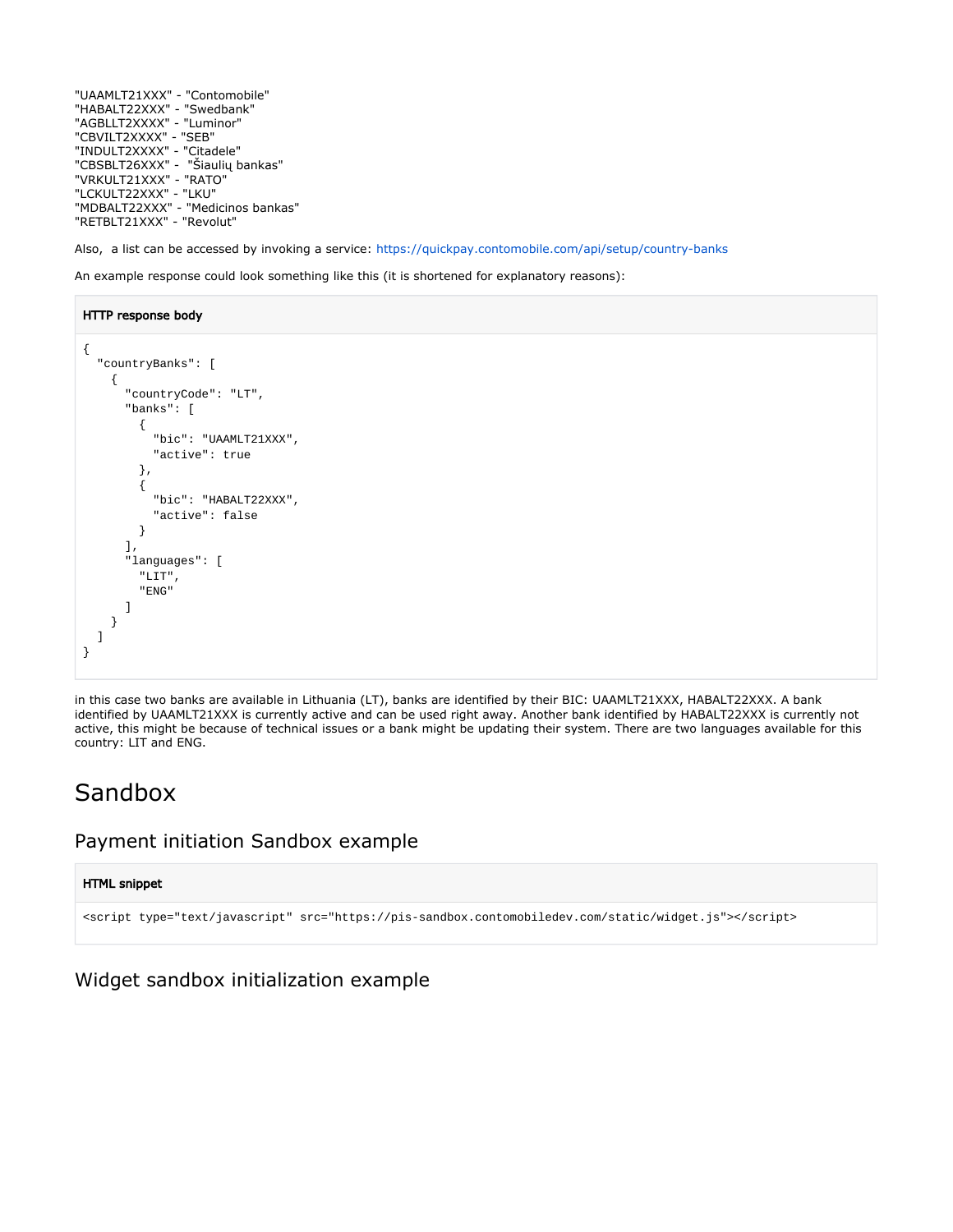"UAAMLT21XXX" - "Contomobile"
"HABALT22XXX" - "Swedbank"
"AGBLLT2XXXX" - "Luminor"
"CBVILT2XXXX" - "SEB"
"INDULT2XXXX" - "Citadele"
"CBSBLT26XXX" - "Šiaulių bankas"
"VRKULT21XXX" - "RATO"
"LCKULT22XXX" - "LKU"
"MDBALT22XXX" - "Medicinos bankas"
"RETBLT21XXX" - "Revolut"

Also, a list can be accessed by invoking a service: https://quickpay.contomobile.com/api/setup/country-banks

An example response could look something like this (it is shortened for explanatory reasons):

**HTTP response body**

```
{
  "countryBanks": [
    {
      "countryCode": "LT",
      "banks": [
        {
          "bic": "UAAMLT21XXX",
          "active": true
        },
        {
          "bic": "HABALT22XXX",
          "active": false
        }
      ],
      "languages": [
        "LIT",
        "ENG"
      ]
    }
  ]
}
```

in this case two banks are available in Lithuania (LT), banks are identified by their BIC: UAAMLT21XXX, HABALT22XXX. A bank identified by UAAMLT21XXX is currently active and can be used right away. Another bank identified by HABALT22XXX is currently not active, this might be because of technical issues or a bank might be updating their system. There are two languages available for this country: LIT and ENG.

# Sandbox

## Payment initiation Sandbox example

**HTML snippet**

```
<script type="text/javascript" src="https://pis-sandbox.contomobiledev.com/static/widget.js"></script>
```

## Widget sandbox initialization example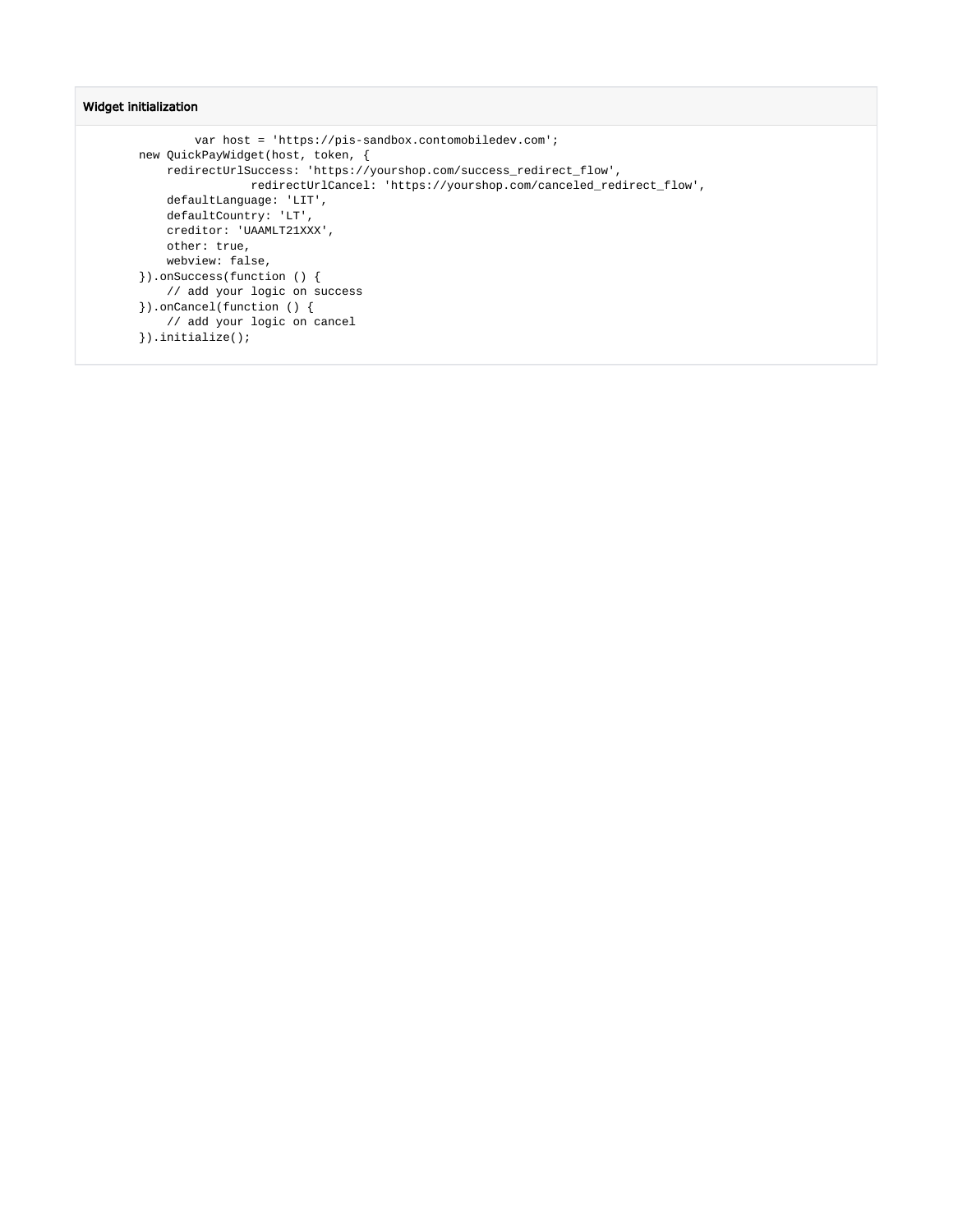**Widget initialization**

```
            var host = 'https://pis-sandbox.contomobiledev.com';
        new QuickPayWidget(host, token, {
            redirectUrlSuccess: 'https://yourshop.com/success_redirect_flow',
                        redirectUrlCancel: 'https://yourshop.com/canceled_redirect_flow',
            defaultLanguage: 'LIT',
            defaultCountry: 'LT',
            creditor: 'UAAMLT21XXX',
            other: true,
            webview: false,
        }).onSuccess(function () {
            // add your logic on success
        }).onCancel(function () {
            // add your logic on cancel
        }).initialize();
```